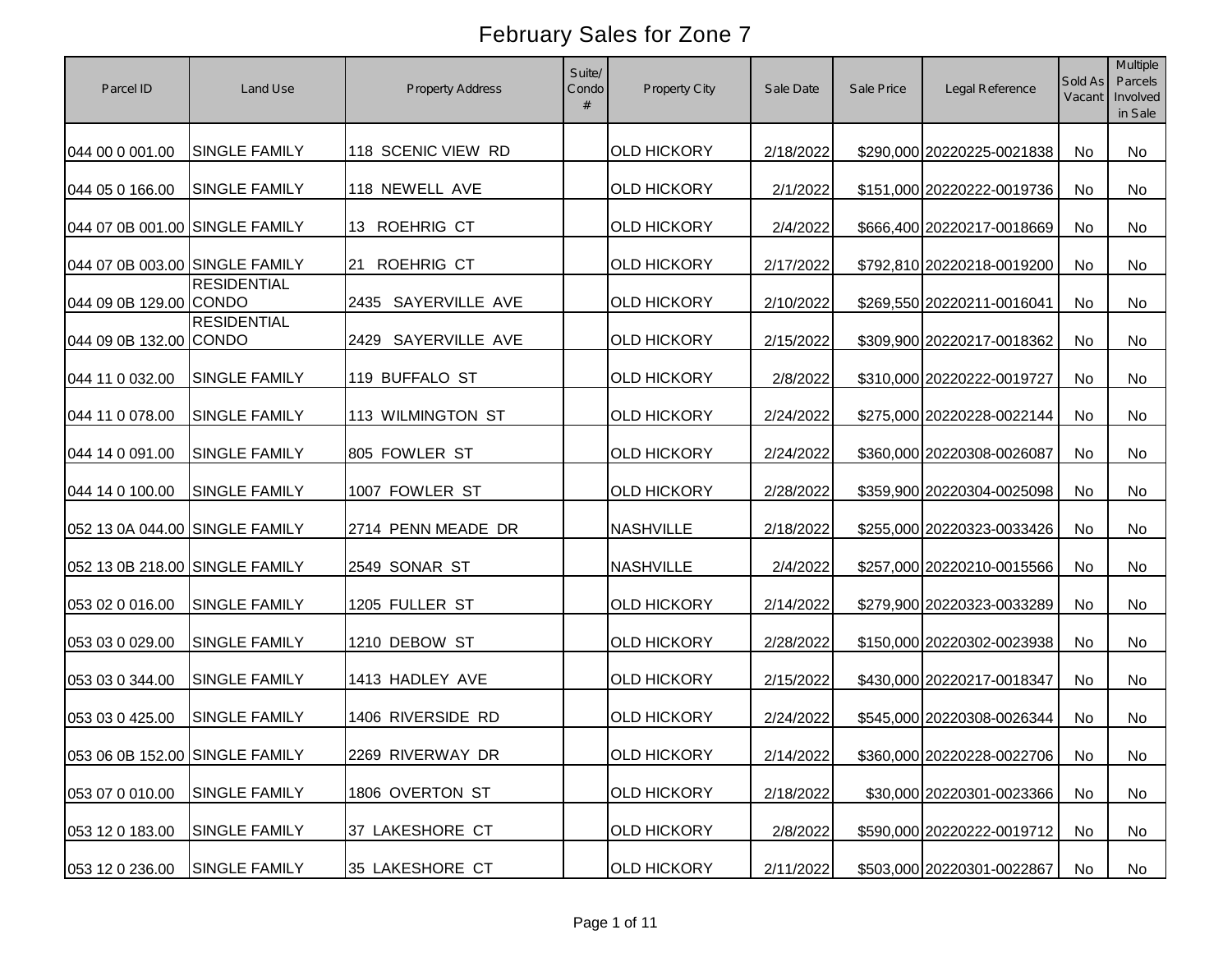# February Sales for Zone 7

| Parcel ID | Land Use | Property Address | Suite/ Condo # | Property City | Sale Date | Sale Price | Legal Reference | Sold As Vacant | Multiple Parcels Involved in Sale |
|---|---|---|---|---|---|---|---|---|---|
| 044 00 0 001.00 | SINGLE FAMILY | 118 SCENIC VIEW RD | | OLD HICKORY | 2/18/2022 | $290,000 | 20220225-0021838 | No | No |
| 044 05 0 166.00 | SINGLE FAMILY | 118 NEWELL AVE | | OLD HICKORY | 2/1/2022 | $151,000 | 20220222-0019736 | No | No |
| 044 07 0B 001.00 | SINGLE FAMILY | 13 ROEHRIG CT | | OLD HICKORY | 2/4/2022 | $666,400 | 20220217-0018669 | No | No |
| 044 07 0B 003.00 | SINGLE FAMILY | 21 ROEHRIG CT | | OLD HICKORY | 2/17/2022 | $792,810 | 20220218-0019200 | No | No |
| 044 09 0B 129.00 | RESIDENTIAL CONDO | 2435 SAYERVILLE AVE | | OLD HICKORY | 2/10/2022 | $269,550 | 20220211-0016041 | No | No |
| 044 09 0B 132.00 | RESIDENTIAL CONDO | 2429 SAYERVILLE AVE | | OLD HICKORY | 2/15/2022 | $309,900 | 20220217-0018362 | No | No |
| 044 11 0 032.00 | SINGLE FAMILY | 119 BUFFALO ST | | OLD HICKORY | 2/8/2022 | $310,000 | 20220222-0019727 | No | No |
| 044 11 0 078.00 | SINGLE FAMILY | 113 WILMINGTON ST | | OLD HICKORY | 2/24/2022 | $275,000 | 20220228-0022144 | No | No |
| 044 14 0 091.00 | SINGLE FAMILY | 805 FOWLER ST | | OLD HICKORY | 2/24/2022 | $360,000 | 20220308-0026087 | No | No |
| 044 14 0 100.00 | SINGLE FAMILY | 1007 FOWLER ST | | OLD HICKORY | 2/28/2022 | $359,900 | 20220304-0025098 | No | No |
| 052 13 0A 044.00 | SINGLE FAMILY | 2714 PENN MEADE DR | | NASHVILLE | 2/18/2022 | $255,000 | 20220323-0033426 | No | No |
| 052 13 0B 218.00 | SINGLE FAMILY | 2549 SONAR ST | | NASHVILLE | 2/4/2022 | $257,000 | 20220210-0015566 | No | No |
| 053 02 0 016.00 | SINGLE FAMILY | 1205 FULLER ST | | OLD HICKORY | 2/14/2022 | $279,900 | 20220323-0033289 | No | No |
| 053 03 0 029.00 | SINGLE FAMILY | 1210 DEBOW ST | | OLD HICKORY | 2/28/2022 | $150,000 | 20220302-0023938 | No | No |
| 053 03 0 344.00 | SINGLE FAMILY | 1413 HADLEY AVE | | OLD HICKORY | 2/15/2022 | $430,000 | 20220217-0018347 | No | No |
| 053 03 0 425.00 | SINGLE FAMILY | 1406 RIVERSIDE RD | | OLD HICKORY | 2/24/2022 | $545,000 | 20220308-0026344 | No | No |
| 053 06 0B 152.00 | SINGLE FAMILY | 2269 RIVERWAY DR | | OLD HICKORY | 2/14/2022 | $360,000 | 20220228-0022706 | No | No |
| 053 07 0 010.00 | SINGLE FAMILY | 1806 OVERTON ST | | OLD HICKORY | 2/18/2022 | $30,000 | 20220301-0023366 | No | No |
| 053 12 0 183.00 | SINGLE FAMILY | 37 LAKESHORE CT | | OLD HICKORY | 2/8/2022 | $590,000 | 20220222-0019712 | No | No |
| 053 12 0 236.00 | SINGLE FAMILY | 35 LAKESHORE CT | | OLD HICKORY | 2/11/2022 | $503,000 | 20220301-0022867 | No | No |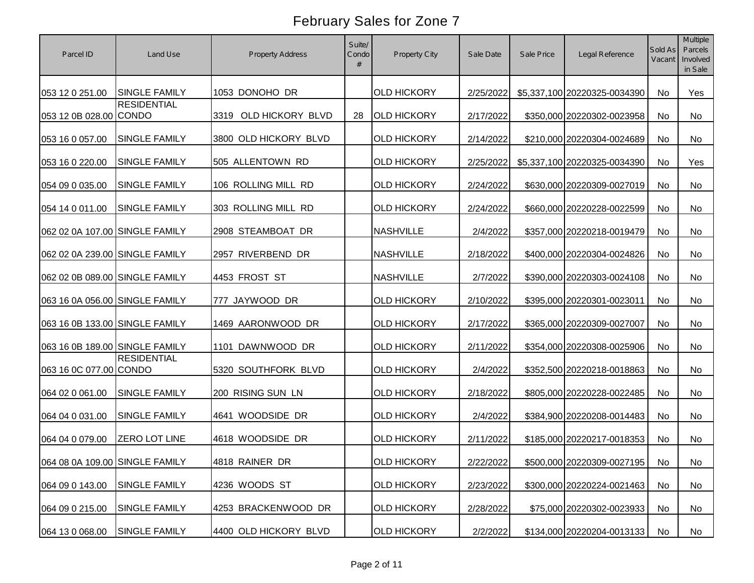# February Sales for Zone 7

| Parcel ID | Land Use | Property Address | Suite/ Condo # | Property City | Sale Date | Sale Price | Legal Reference | Sold As Vacant | Multiple Parcels Involved in Sale |
|---|---|---|---|---|---|---|---|---|---|
| 053 12 0 251.00 | SINGLE FAMILY | 1053 DONOHO DR | | OLD HICKORY | 2/25/2022 | $5,337,100 | 20220325-0034390 | No | Yes |
| 053 12 0B 028.00 | RESIDENTIAL CONDO | 3319 OLD HICKORY BLVD | 28 | OLD HICKORY | 2/17/2022 | $350,000 | 20220302-0023958 | No | No |
| 053 16 0 057.00 | SINGLE FAMILY | 3800 OLD HICKORY BLVD | | OLD HICKORY | 2/14/2022 | $210,000 | 20220304-0024689 | No | No |
| 053 16 0 220.00 | SINGLE FAMILY | 505 ALLENTOWN RD | | OLD HICKORY | 2/25/2022 | $5,337,100 | 20220325-0034390 | No | Yes |
| 054 09 0 035.00 | SINGLE FAMILY | 106 ROLLING MILL RD | | OLD HICKORY | 2/24/2022 | $630,000 | 20220309-0027019 | No | No |
| 054 14 0 011.00 | SINGLE FAMILY | 303 ROLLING MILL RD | | OLD HICKORY | 2/24/2022 | $660,000 | 20220228-0022599 | No | No |
| 062 02 0A 107.00 | SINGLE FAMILY | 2908 STEAMBOAT DR | | NASHVILLE | 2/4/2022 | $357,000 | 20220218-0019479 | No | No |
| 062 02 0A 239.00 | SINGLE FAMILY | 2957 RIVERBEND DR | | NASHVILLE | 2/18/2022 | $400,000 | 20220304-0024826 | No | No |
| 062 02 0B 089.00 | SINGLE FAMILY | 4453 FROST ST | | NASHVILLE | 2/7/2022 | $390,000 | 20220303-0024108 | No | No |
| 063 16 0A 056.00 | SINGLE FAMILY | 777 JAYWOOD DR | | OLD HICKORY | 2/10/2022 | $395,000 | 20220301-0023011 | No | No |
| 063 16 0B 133.00 | SINGLE FAMILY | 1469 AARONWOOD DR | | OLD HICKORY | 2/17/2022 | $365,000 | 20220309-0027007 | No | No |
| 063 16 0B 189.00 | SINGLE FAMILY | 1101 DAWNWOOD DR | | OLD HICKORY | 2/11/2022 | $354,000 | 20220308-0025906 | No | No |
| 063 16 0C 077.00 | RESIDENTIAL CONDO | 5320 SOUTHFORK BLVD | | OLD HICKORY | 2/4/2022 | $352,500 | 20220218-0018863 | No | No |
| 064 02 0 061.00 | SINGLE FAMILY | 200 RISING SUN LN | | OLD HICKORY | 2/18/2022 | $805,000 | 20220228-0022485 | No | No |
| 064 04 0 031.00 | SINGLE FAMILY | 4641 WOODSIDE DR | | OLD HICKORY | 2/4/2022 | $384,900 | 20220208-0014483 | No | No |
| 064 04 0 079.00 | ZERO LOT LINE | 4618 WOODSIDE DR | | OLD HICKORY | 2/11/2022 | $185,000 | 20220217-0018353 | No | No |
| 064 08 0A 109.00 | SINGLE FAMILY | 4818 RAINER DR | | OLD HICKORY | 2/22/2022 | $500,000 | 20220309-0027195 | No | No |
| 064 09 0 143.00 | SINGLE FAMILY | 4236 WOODS ST | | OLD HICKORY | 2/23/2022 | $300,000 | 20220224-0021463 | No | No |
| 064 09 0 215.00 | SINGLE FAMILY | 4253 BRACKENWOOD DR | | OLD HICKORY | 2/28/2022 | $75,000 | 20220302-0023933 | No | No |
| 064 13 0 068.00 | SINGLE FAMILY | 4400 OLD HICKORY BLVD | | OLD HICKORY | 2/2/2022 | $134,000 | 20220204-0013133 | No | No |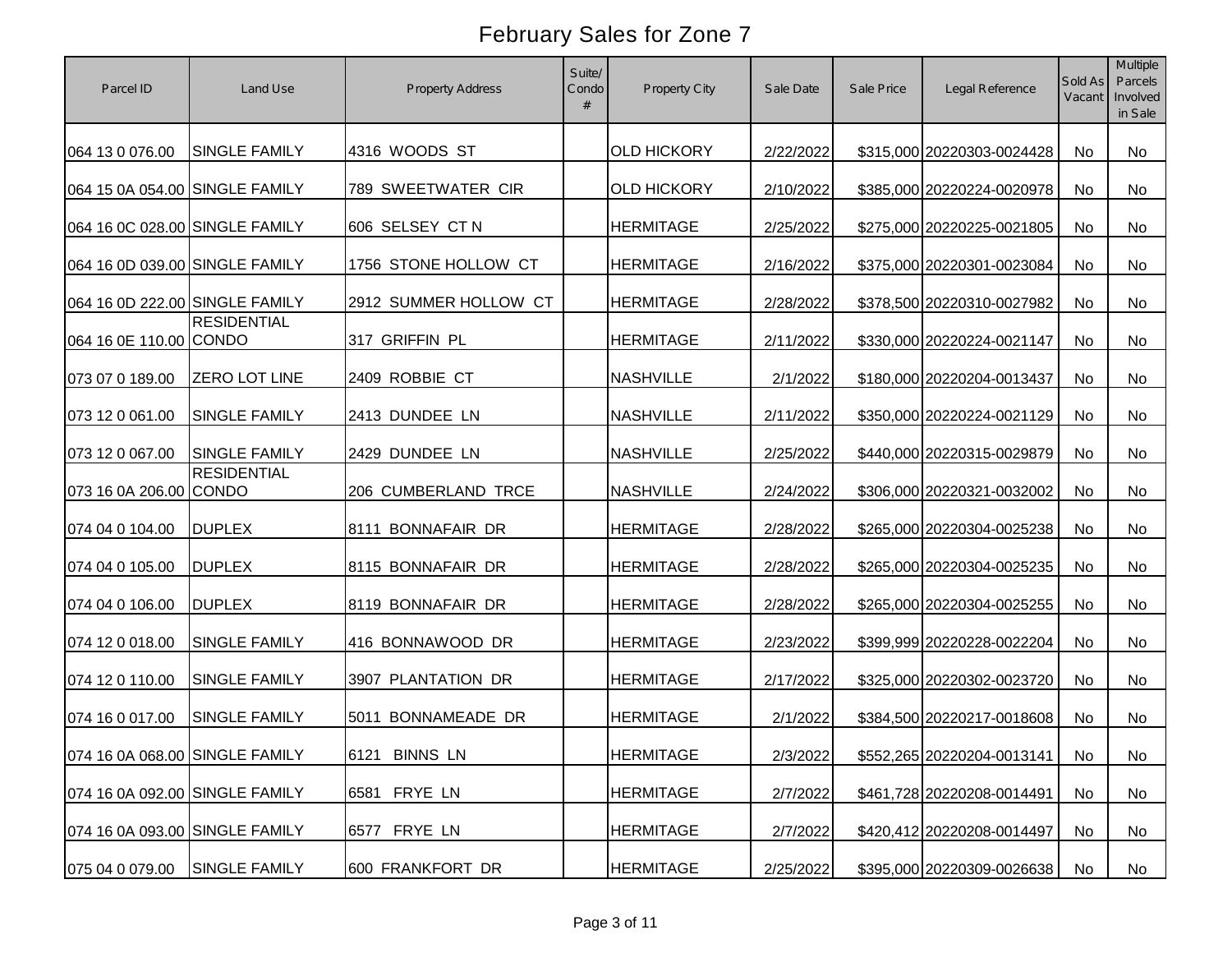# February Sales for Zone 7

| Parcel ID | Land Use | Property Address | Suite/ Condo # | Property City | Sale Date | Sale Price | Legal Reference | Sold As Vacant | Multiple Parcels Involved in Sale |
|---|---|---|---|---|---|---|---|---|---|
| 064 13 0 076.00 | SINGLE FAMILY | 4316 WOODS ST | | OLD HICKORY | 2/22/2022 | $315,000 | 20220303-0024428 | No | No |
| 064 15 0A 054.00 | SINGLE FAMILY | 789 SWEETWATER CIR | | OLD HICKORY | 2/10/2022 | $385,000 | 20220224-0020978 | No | No |
| 064 16 0C 028.00 | SINGLE FAMILY | 606 SELSEY CT N | | HERMITAGE | 2/25/2022 | $275,000 | 20220225-0021805 | No | No |
| 064 16 0D 039.00 | SINGLE FAMILY | 1756 STONE HOLLOW CT | | HERMITAGE | 2/16/2022 | $375,000 | 20220301-0023084 | No | No |
| 064 16 0D 222.00 | SINGLE FAMILY | 2912 SUMMER HOLLOW CT | | HERMITAGE | 2/28/2022 | $378,500 | 20220310-0027982 | No | No |
| 064 16 0E 110.00 | RESIDENTIAL CONDO | 317 GRIFFIN PL | | HERMITAGE | 2/11/2022 | $330,000 | 20220224-0021147 | No | No |
| 073 07 0 189.00 | ZERO LOT LINE | 2409 ROBBIE CT | | NASHVILLE | 2/1/2022 | $180,000 | 20220204-0013437 | No | No |
| 073 12 0 061.00 | SINGLE FAMILY | 2413 DUNDEE LN | | NASHVILLE | 2/11/2022 | $350,000 | 20220224-0021129 | No | No |
| 073 12 0 067.00 | SINGLE FAMILY | 2429 DUNDEE LN | | NASHVILLE | 2/25/2022 | $440,000 | 20220315-0029879 | No | No |
| 073 16 0A 206.00 | RESIDENTIAL CONDO | 206 CUMBERLAND TRCE | | NASHVILLE | 2/24/2022 | $306,000 | 20220321-0032002 | No | No |
| 074 04 0 104.00 | DUPLEX | 8111 BONNAFAIR DR | | HERMITAGE | 2/28/2022 | $265,000 | 20220304-0025238 | No | No |
| 074 04 0 105.00 | DUPLEX | 8115 BONNAFAIR DR | | HERMITAGE | 2/28/2022 | $265,000 | 20220304-0025235 | No | No |
| 074 04 0 106.00 | DUPLEX | 8119 BONNAFAIR DR | | HERMITAGE | 2/28/2022 | $265,000 | 20220304-0025255 | No | No |
| 074 12 0 018.00 | SINGLE FAMILY | 416 BONNAWOOD DR | | HERMITAGE | 2/23/2022 | $399,999 | 20220228-0022204 | No | No |
| 074 12 0 110.00 | SINGLE FAMILY | 3907 PLANTATION DR | | HERMITAGE | 2/17/2022 | $325,000 | 20220302-0023720 | No | No |
| 074 16 0 017.00 | SINGLE FAMILY | 5011 BONNAMEADE DR | | HERMITAGE | 2/1/2022 | $384,500 | 20220217-0018608 | No | No |
| 074 16 0A 068.00 | SINGLE FAMILY | 6121 BINNS LN | | HERMITAGE | 2/3/2022 | $552,265 | 20220204-0013141 | No | No |
| 074 16 0A 092.00 | SINGLE FAMILY | 6581 FRYE LN | | HERMITAGE | 2/7/2022 | $461,728 | 20220208-0014491 | No | No |
| 074 16 0A 093.00 | SINGLE FAMILY | 6577 FRYE LN | | HERMITAGE | 2/7/2022 | $420,412 | 20220208-0014497 | No | No |
| 075 04 0 079.00 | SINGLE FAMILY | 600 FRANKFORT DR | | HERMITAGE | 2/25/2022 | $395,000 | 20220309-0026638 | No | No |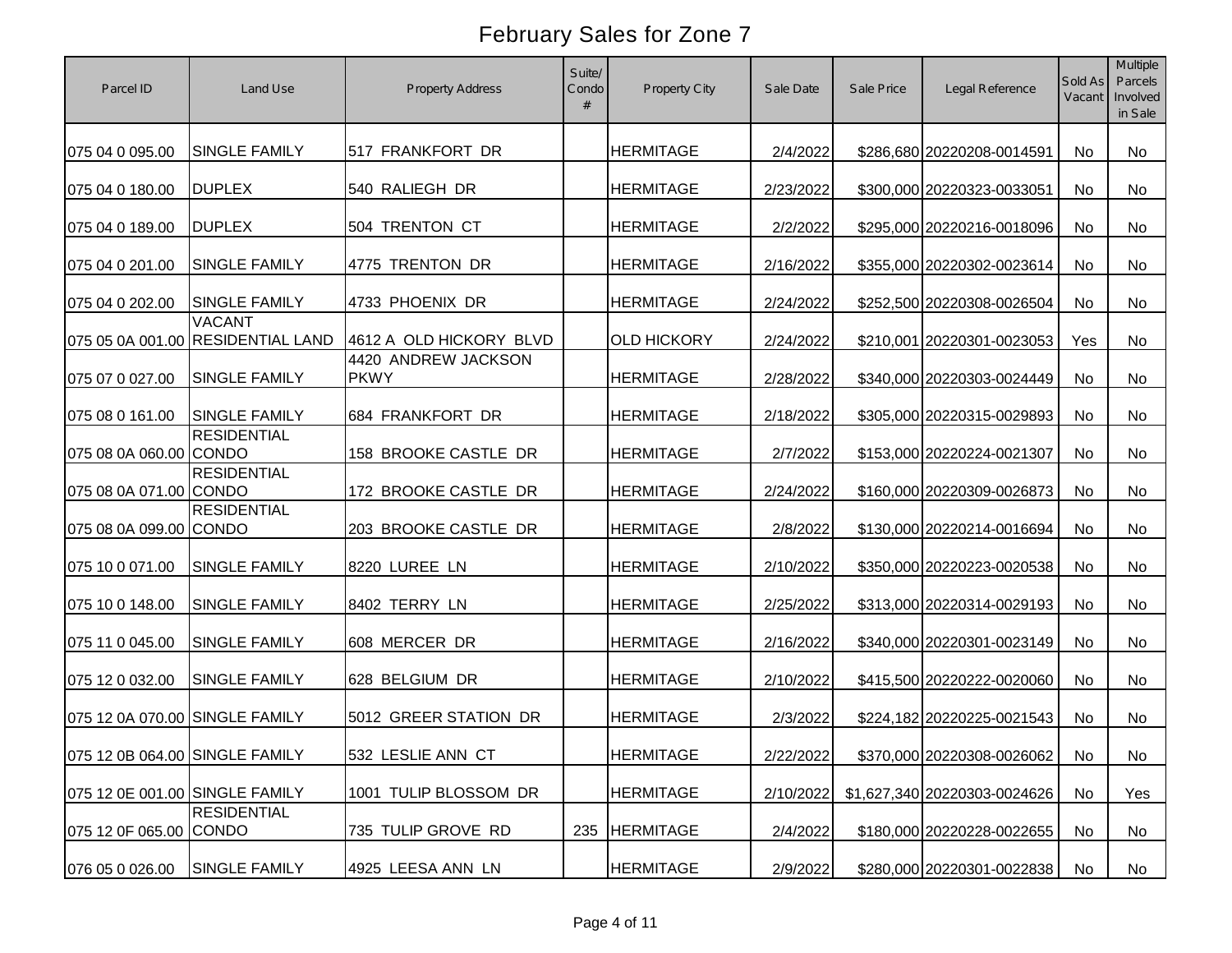# February Sales for Zone 7

| Parcel ID | Land Use | Property Address | Suite/ Condo # | Property City | Sale Date | Sale Price | Legal Reference | Sold As Vacant | Multiple Parcels Involved in Sale |
|---|---|---|---|---|---|---|---|---|---|
| 075 04 0 095.00 | SINGLE FAMILY | 517 FRANKFORT DR | | HERMITAGE | 2/4/2022 | $286,680 | 20220208-0014591 | No | No |
| 075 04 0 180.00 | DUPLEX | 540 RALIEGH DR | | HERMITAGE | 2/23/2022 | $300,000 | 20220323-0033051 | No | No |
| 075 04 0 189.00 | DUPLEX | 504 TRENTON CT | | HERMITAGE | 2/2/2022 | $295,000 | 20220216-0018096 | No | No |
| 075 04 0 201.00 | SINGLE FAMILY | 4775 TRENTON DR | | HERMITAGE | 2/16/2022 | $355,000 | 20220302-0023614 | No | No |
| 075 04 0 202.00 | SINGLE FAMILY | 4733 PHOENIX DR | | HERMITAGE | 2/24/2022 | $252,500 | 20220308-0026504 | No | No |
| 075 05 0A 001.00 | VACANT RESIDENTIAL LAND | 4612 A OLD HICKORY BLVD | | OLD HICKORY | 2/24/2022 | $210,001 | 20220301-0023053 | Yes | No |
| 075 07 0 027.00 | SINGLE FAMILY | 4420 ANDREW JACKSON PKWY | | HERMITAGE | 2/28/2022 | $340,000 | 20220303-0024449 | No | No |
| 075 08 0 161.00 | SINGLE FAMILY | 684 FRANKFORT DR | | HERMITAGE | 2/18/2022 | $305,000 | 20220315-0029893 | No | No |
| 075 08 0A 060.00 | RESIDENTIAL CONDO | 158 BROOKE CASTLE DR | | HERMITAGE | 2/7/2022 | $153,000 | 20220224-0021307 | No | No |
| 075 08 0A 071.00 | RESIDENTIAL CONDO | 172 BROOKE CASTLE DR | | HERMITAGE | 2/24/2022 | $160,000 | 20220309-0026873 | No | No |
| 075 08 0A 099.00 | RESIDENTIAL CONDO | 203 BROOKE CASTLE DR | | HERMITAGE | 2/8/2022 | $130,000 | 20220214-0016694 | No | No |
| 075 10 0 071.00 | SINGLE FAMILY | 8220 LUREE LN | | HERMITAGE | 2/10/2022 | $350,000 | 20220223-0020538 | No | No |
| 075 10 0 148.00 | SINGLE FAMILY | 8402 TERRY LN | | HERMITAGE | 2/25/2022 | $313,000 | 20220314-0029193 | No | No |
| 075 11 0 045.00 | SINGLE FAMILY | 608 MERCER DR | | HERMITAGE | 2/16/2022 | $340,000 | 20220301-0023149 | No | No |
| 075 12 0 032.00 | SINGLE FAMILY | 628 BELGIUM DR | | HERMITAGE | 2/10/2022 | $415,500 | 20220222-0020060 | No | No |
| 075 12 0A 070.00 | SINGLE FAMILY | 5012 GREER STATION DR | | HERMITAGE | 2/3/2022 | $224,182 | 20220225-0021543 | No | No |
| 075 12 0B 064.00 | SINGLE FAMILY | 532 LESLIE ANN CT | | HERMITAGE | 2/22/2022 | $370,000 | 20220308-0026062 | No | No |
| 075 12 0E 001.00 | SINGLE FAMILY | 1001 TULIP BLOSSOM DR | | HERMITAGE | 2/10/2022 | $1,627,340 | 20220303-0024626 | No | Yes |
| 075 12 0F 065.00 | RESIDENTIAL CONDO | 735 TULIP GROVE RD | 235 | HERMITAGE | 2/4/2022 | $180,000 | 20220228-0022655 | No | No |
| 076 05 0 026.00 | SINGLE FAMILY | 4925 LEESA ANN LN | | HERMITAGE | 2/9/2022 | $280,000 | 20220301-0022838 | No | No |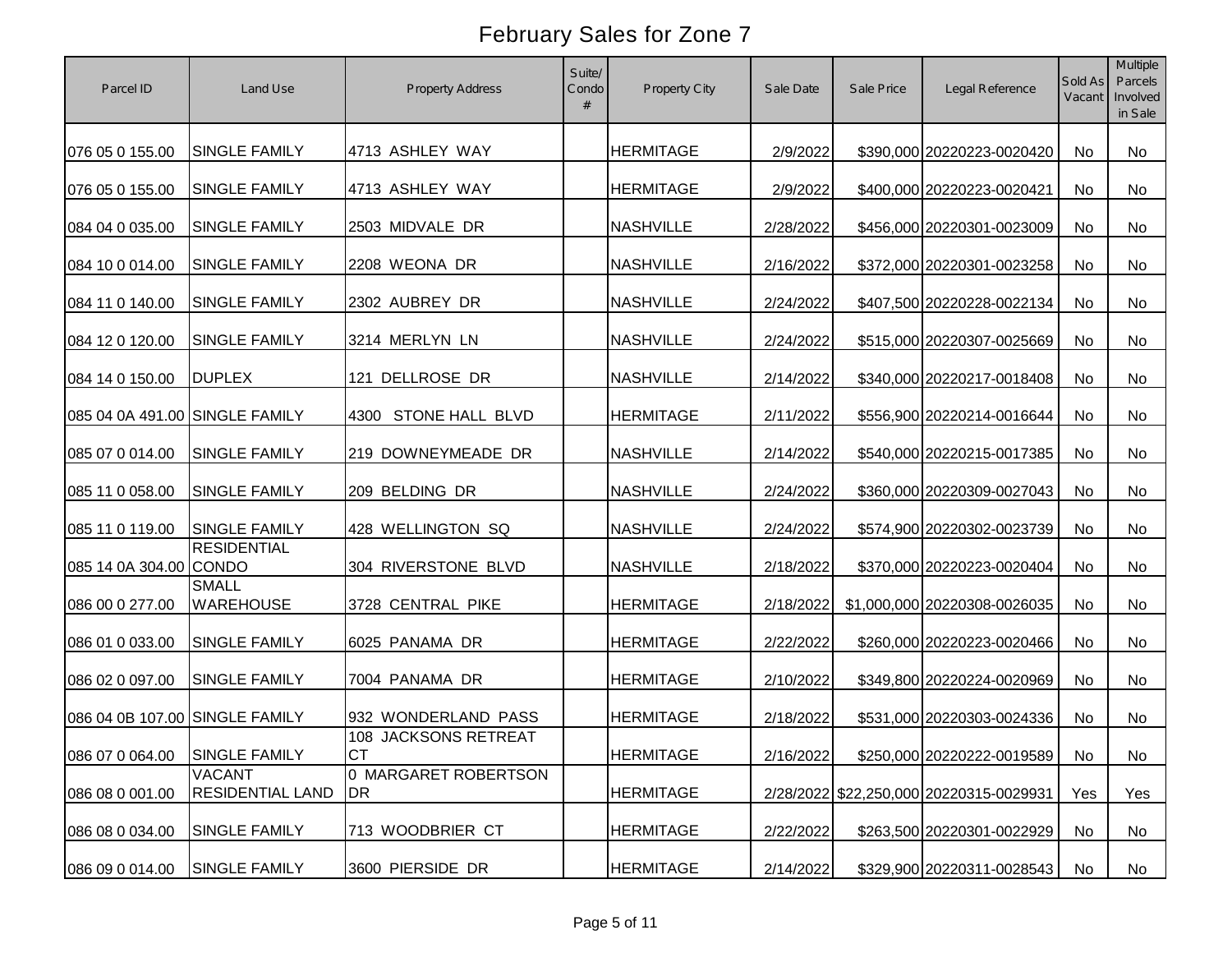# February Sales for Zone 7

| Parcel ID | Land Use | Property Address | Suite/ Condo # | Property City | Sale Date | Sale Price | Legal Reference | Sold As Vacant | Multiple Parcels Involved in Sale |
|---|---|---|---|---|---|---|---|---|---|
| 076 05 0 155.00 | SINGLE FAMILY | 4713 ASHLEY WAY | | HERMITAGE | 2/9/2022 | $390,000 | 20220223-0020420 | No | No |
| 076 05 0 155.00 | SINGLE FAMILY | 4713 ASHLEY WAY | | HERMITAGE | 2/9/2022 | $400,000 | 20220223-0020421 | No | No |
| 084 04 0 035.00 | SINGLE FAMILY | 2503 MIDVALE DR | | NASHVILLE | 2/28/2022 | $456,000 | 20220301-0023009 | No | No |
| 084 10 0 014.00 | SINGLE FAMILY | 2208 WEONA DR | | NASHVILLE | 2/16/2022 | $372,000 | 20220301-0023258 | No | No |
| 084 11 0 140.00 | SINGLE FAMILY | 2302 AUBREY DR | | NASHVILLE | 2/24/2022 | $407,500 | 20220228-0022134 | No | No |
| 084 12 0 120.00 | SINGLE FAMILY | 3214 MERLYN LN | | NASHVILLE | 2/24/2022 | $515,000 | 20220307-0025669 | No | No |
| 084 14 0 150.00 | DUPLEX | 121 DELLROSE DR | | NASHVILLE | 2/14/2022 | $340,000 | 20220217-0018408 | No | No |
| 085 04 0A 491.00 | SINGLE FAMILY | 4300 STONE HALL BLVD | | HERMITAGE | 2/11/2022 | $556,900 | 20220214-0016644 | No | No |
| 085 07 0 014.00 | SINGLE FAMILY | 219 DOWNEYMEADE DR | | NASHVILLE | 2/14/2022 | $540,000 | 20220215-0017385 | No | No |
| 085 11 0 058.00 | SINGLE FAMILY | 209 BELDING DR | | NASHVILLE | 2/24/2022 | $360,000 | 20220309-0027043 | No | No |
| 085 11 0 119.00 | SINGLE FAMILY | 428 WELLINGTON SQ | | NASHVILLE | 2/24/2022 | $574,900 | 20220302-0023739 | No | No |
| 085 14 0A 304.00 | RESIDENTIAL CONDO | 304 RIVERSTONE BLVD | | NASHVILLE | 2/18/2022 | $370,000 | 20220223-0020404 | No | No |
| 086 00 0 277.00 | SMALL WAREHOUSE | 3728 CENTRAL PIKE | | HERMITAGE | 2/18/2022 | $1,000,000 | 20220308-0026035 | No | No |
| 086 01 0 033.00 | SINGLE FAMILY | 6025 PANAMA DR | | HERMITAGE | 2/22/2022 | $260,000 | 20220223-0020466 | No | No |
| 086 02 0 097.00 | SINGLE FAMILY | 7004 PANAMA DR | | HERMITAGE | 2/10/2022 | $349,800 | 20220224-0020969 | No | No |
| 086 04 0B 107.00 | SINGLE FAMILY | 932 WONDERLAND PASS | | HERMITAGE | 2/18/2022 | $531,000 | 20220303-0024336 | No | No |
| 086 07 0 064.00 | SINGLE FAMILY | 108 JACKSONS RETREAT CT | | HERMITAGE | 2/16/2022 | $250,000 | 20220222-0019589 | No | No |
| 086 08 0 001.00 | VACANT RESIDENTIAL LAND | 0 MARGARET ROBERTSON DR | | HERMITAGE | 2/28/2022 | $22,250,000 | 20220315-0029931 | Yes | Yes |
| 086 08 0 034.00 | SINGLE FAMILY | 713 WOODBRIER CT | | HERMITAGE | 2/22/2022 | $263,500 | 20220301-0022929 | No | No |
| 086 09 0 014.00 | SINGLE FAMILY | 3600 PIERSIDE DR | | HERMITAGE | 2/14/2022 | $329,900 | 20220311-0028543 | No | No |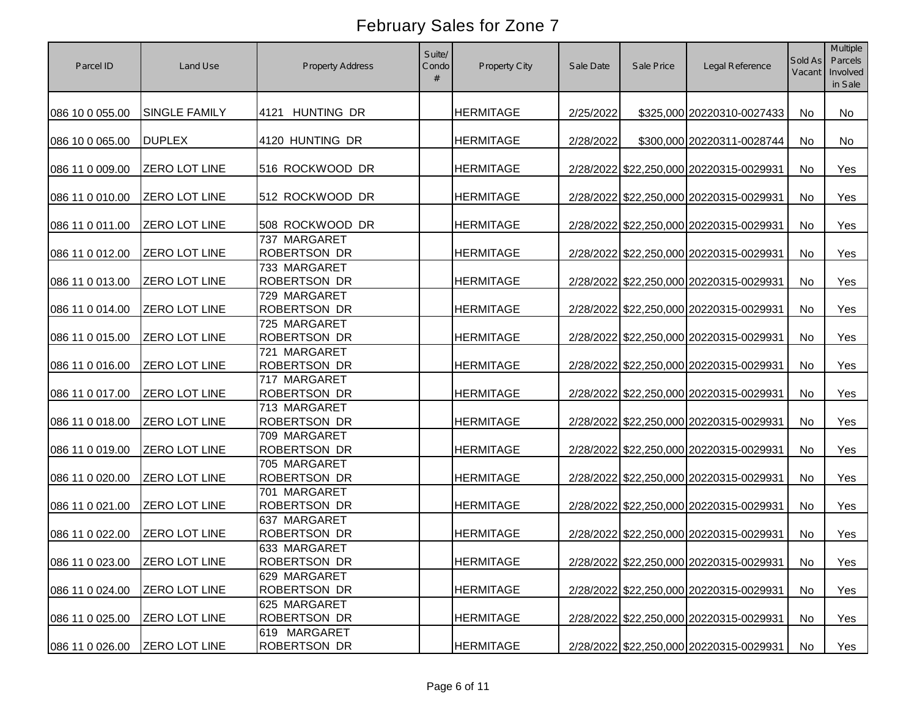# February Sales for Zone 7

| Parcel ID | Land Use | Property Address | Suite/ Condo # | Property City | Sale Date | Sale Price | Legal Reference | Sold As Vacant | Multiple Parcels Involved in Sale |
|---|---|---|---|---|---|---|---|---|---|
| 086 10 0 055.00 | SINGLE FAMILY | 4121 HUNTING DR | | HERMITAGE | 2/25/2022 | $325,000 | 20220310-0027433 | No | No |
| 086 10 0 065.00 | DUPLEX | 4120 HUNTING DR | | HERMITAGE | 2/28/2022 | $300,000 | 20220311-0028744 | No | No |
| 086 11 0 009.00 | ZERO LOT LINE | 516 ROCKWOOD DR | | HERMITAGE | 2/28/2022 | $22,250,000 | 20220315-0029931 | No | Yes |
| 086 11 0 010.00 | ZERO LOT LINE | 512 ROCKWOOD DR | | HERMITAGE | 2/28/2022 | $22,250,000 | 20220315-0029931 | No | Yes |
| 086 11 0 011.00 | ZERO LOT LINE | 508 ROCKWOOD DR | | HERMITAGE | 2/28/2022 | $22,250,000 | 20220315-0029931 | No | Yes |
| 086 11 0 012.00 | ZERO LOT LINE | 737 MARGARET ROBERTSON DR | | HERMITAGE | 2/28/2022 | $22,250,000 | 20220315-0029931 | No | Yes |
| 086 11 0 013.00 | ZERO LOT LINE | 733 MARGARET ROBERTSON DR | | HERMITAGE | 2/28/2022 | $22,250,000 | 20220315-0029931 | No | Yes |
| 086 11 0 014.00 | ZERO LOT LINE | 729 MARGARET ROBERTSON DR | | HERMITAGE | 2/28/2022 | $22,250,000 | 20220315-0029931 | No | Yes |
| 086 11 0 015.00 | ZERO LOT LINE | 725 MARGARET ROBERTSON DR | | HERMITAGE | 2/28/2022 | $22,250,000 | 20220315-0029931 | No | Yes |
| 086 11 0 016.00 | ZERO LOT LINE | 721 MARGARET ROBERTSON DR | | HERMITAGE | 2/28/2022 | $22,250,000 | 20220315-0029931 | No | Yes |
| 086 11 0 017.00 | ZERO LOT LINE | 717 MARGARET ROBERTSON DR | | HERMITAGE | 2/28/2022 | $22,250,000 | 20220315-0029931 | No | Yes |
| 086 11 0 018.00 | ZERO LOT LINE | 713 MARGARET ROBERTSON DR | | HERMITAGE | 2/28/2022 | $22,250,000 | 20220315-0029931 | No | Yes |
| 086 11 0 019.00 | ZERO LOT LINE | 709 MARGARET ROBERTSON DR | | HERMITAGE | 2/28/2022 | $22,250,000 | 20220315-0029931 | No | Yes |
| 086 11 0 020.00 | ZERO LOT LINE | 705 MARGARET ROBERTSON DR | | HERMITAGE | 2/28/2022 | $22,250,000 | 20220315-0029931 | No | Yes |
| 086 11 0 021.00 | ZERO LOT LINE | 701 MARGARET ROBERTSON DR | | HERMITAGE | 2/28/2022 | $22,250,000 | 20220315-0029931 | No | Yes |
| 086 11 0 022.00 | ZERO LOT LINE | 637 MARGARET ROBERTSON DR | | HERMITAGE | 2/28/2022 | $22,250,000 | 20220315-0029931 | No | Yes |
| 086 11 0 023.00 | ZERO LOT LINE | 633 MARGARET ROBERTSON DR | | HERMITAGE | 2/28/2022 | $22,250,000 | 20220315-0029931 | No | Yes |
| 086 11 0 024.00 | ZERO LOT LINE | 629 MARGARET ROBERTSON DR | | HERMITAGE | 2/28/2022 | $22,250,000 | 20220315-0029931 | No | Yes |
| 086 11 0 025.00 | ZERO LOT LINE | 625 MARGARET ROBERTSON DR | | HERMITAGE | 2/28/2022 | $22,250,000 | 20220315-0029931 | No | Yes |
| 086 11 0 026.00 | ZERO LOT LINE | 619 MARGARET ROBERTSON DR | | HERMITAGE | 2/28/2022 | $22,250,000 | 20220315-0029931 | No | Yes |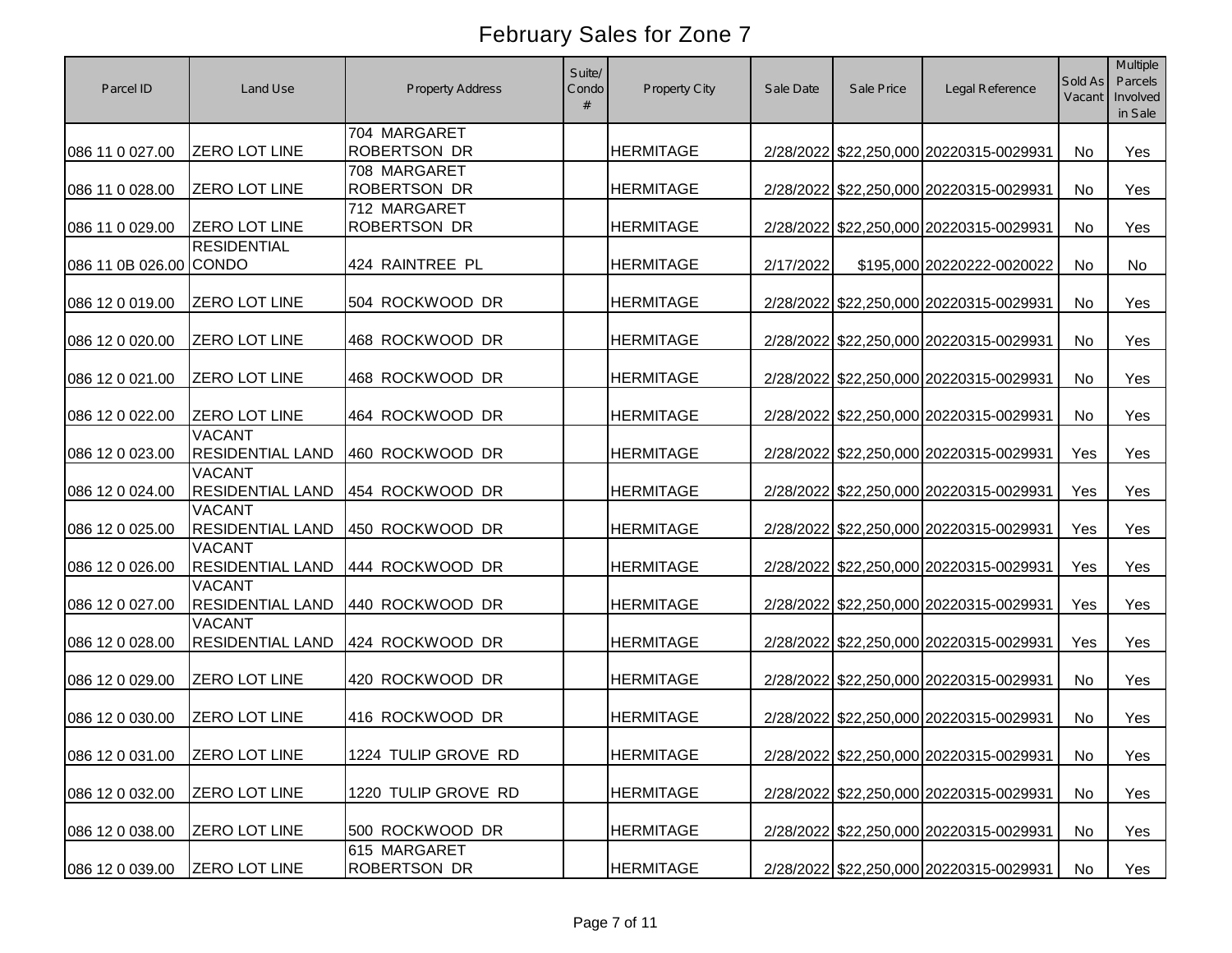# February Sales for Zone 7

| Parcel ID | Land Use | Property Address | Suite/ Condo # | Property City | Sale Date | Sale Price | Legal Reference | Sold As Vacant | Multiple Parcels Involved in Sale |
|---|---|---|---|---|---|---|---|---|---|
| 086 11 0 027.00 | ZERO LOT LINE | 704 MARGARET ROBERTSON DR | | HERMITAGE | 2/28/2022 | $22,250,000 | 20220315-0029931 | No | Yes |
| 086 11 0 028.00 | ZERO LOT LINE | 708 MARGARET ROBERTSON DR | | HERMITAGE | 2/28/2022 | $22,250,000 | 20220315-0029931 | No | Yes |
| 086 11 0 029.00 | ZERO LOT LINE | 712 MARGARET ROBERTSON DR | | HERMITAGE | 2/28/2022 | $22,250,000 | 20220315-0029931 | No | Yes |
| 086 11 0B 026.00 | RESIDENTIAL CONDO | 424 RAINTREE PL | | HERMITAGE | 2/17/2022 | $195,000 | 20220222-0020022 | No | No |
| 086 12 0 019.00 | ZERO LOT LINE | 504 ROCKWOOD DR | | HERMITAGE | 2/28/2022 | $22,250,000 | 20220315-0029931 | No | Yes |
| 086 12 0 020.00 | ZERO LOT LINE | 468 ROCKWOOD DR | | HERMITAGE | 2/28/2022 | $22,250,000 | 20220315-0029931 | No | Yes |
| 086 12 0 021.00 | ZERO LOT LINE | 468 ROCKWOOD DR | | HERMITAGE | 2/28/2022 | $22,250,000 | 20220315-0029931 | No | Yes |
| 086 12 0 022.00 | ZERO LOT LINE | 464 ROCKWOOD DR | | HERMITAGE | 2/28/2022 | $22,250,000 | 20220315-0029931 | No | Yes |
| 086 12 0 023.00 | VACANT RESIDENTIAL LAND | 460 ROCKWOOD DR | | HERMITAGE | 2/28/2022 | $22,250,000 | 20220315-0029931 | Yes | Yes |
| 086 12 0 024.00 | VACANT RESIDENTIAL LAND | 454 ROCKWOOD DR | | HERMITAGE | 2/28/2022 | $22,250,000 | 20220315-0029931 | Yes | Yes |
| 086 12 0 025.00 | VACANT RESIDENTIAL LAND | 450 ROCKWOOD DR | | HERMITAGE | 2/28/2022 | $22,250,000 | 20220315-0029931 | Yes | Yes |
| 086 12 0 026.00 | VACANT RESIDENTIAL LAND | 444 ROCKWOOD DR | | HERMITAGE | 2/28/2022 | $22,250,000 | 20220315-0029931 | Yes | Yes |
| 086 12 0 027.00 | VACANT RESIDENTIAL LAND | 440 ROCKWOOD DR | | HERMITAGE | 2/28/2022 | $22,250,000 | 20220315-0029931 | Yes | Yes |
| 086 12 0 028.00 | VACANT RESIDENTIAL LAND | 424 ROCKWOOD DR | | HERMITAGE | 2/28/2022 | $22,250,000 | 20220315-0029931 | Yes | Yes |
| 086 12 0 029.00 | ZERO LOT LINE | 420 ROCKWOOD DR | | HERMITAGE | 2/28/2022 | $22,250,000 | 20220315-0029931 | No | Yes |
| 086 12 0 030.00 | ZERO LOT LINE | 416 ROCKWOOD DR | | HERMITAGE | 2/28/2022 | $22,250,000 | 20220315-0029931 | No | Yes |
| 086 12 0 031.00 | ZERO LOT LINE | 1224 TULIP GROVE RD | | HERMITAGE | 2/28/2022 | $22,250,000 | 20220315-0029931 | No | Yes |
| 086 12 0 032.00 | ZERO LOT LINE | 1220 TULIP GROVE RD | | HERMITAGE | 2/28/2022 | $22,250,000 | 20220315-0029931 | No | Yes |
| 086 12 0 038.00 | ZERO LOT LINE | 500 ROCKWOOD DR | | HERMITAGE | 2/28/2022 | $22,250,000 | 20220315-0029931 | No | Yes |
| 086 12 0 039.00 | ZERO LOT LINE | 615 MARGARET ROBERTSON DR | | HERMITAGE | 2/28/2022 | $22,250,000 | 20220315-0029931 | No | Yes |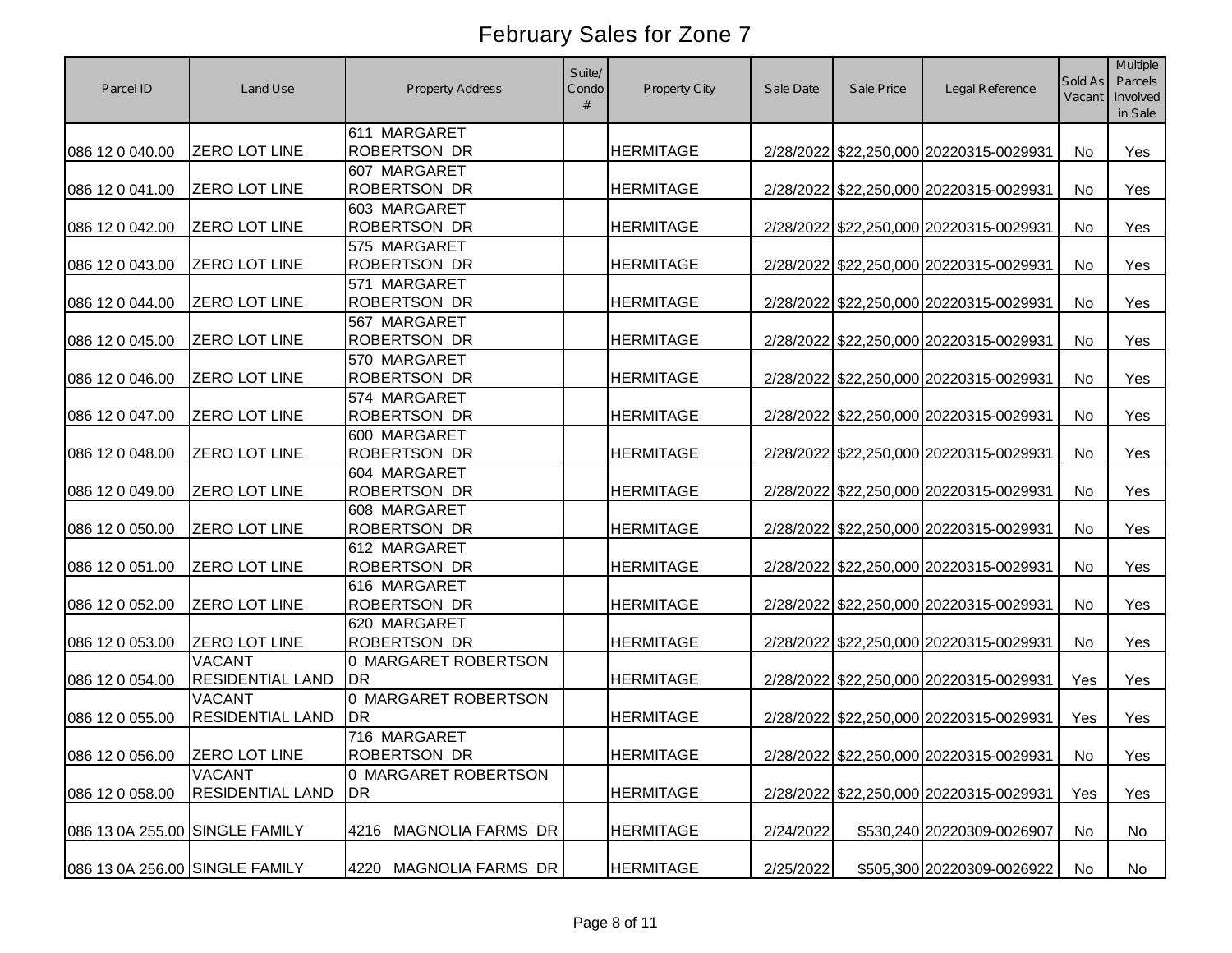# February Sales for Zone 7

| Parcel ID | Land Use | Property Address | Suite/ Condo # | Property City | Sale Date | Sale Price | Legal Reference | Sold As Vacant | Multiple Parcels Involved in Sale |
|---|---|---|---|---|---|---|---|---|---|
| 086 12 0 040.00 | ZERO LOT LINE | 611 MARGARET ROBERTSON DR | | HERMITAGE | 2/28/2022 | $22,250,000 | 20220315-0029931 | No | Yes |
| 086 12 0 041.00 | ZERO LOT LINE | 607 MARGARET ROBERTSON DR | | HERMITAGE | 2/28/2022 | $22,250,000 | 20220315-0029931 | No | Yes |
| 086 12 0 042.00 | ZERO LOT LINE | 603 MARGARET ROBERTSON DR | | HERMITAGE | 2/28/2022 | $22,250,000 | 20220315-0029931 | No | Yes |
| 086 12 0 043.00 | ZERO LOT LINE | 575 MARGARET ROBERTSON DR | | HERMITAGE | 2/28/2022 | $22,250,000 | 20220315-0029931 | No | Yes |
| 086 12 0 044.00 | ZERO LOT LINE | 571 MARGARET ROBERTSON DR | | HERMITAGE | 2/28/2022 | $22,250,000 | 20220315-0029931 | No | Yes |
| 086 12 0 045.00 | ZERO LOT LINE | 567 MARGARET ROBERTSON DR | | HERMITAGE | 2/28/2022 | $22,250,000 | 20220315-0029931 | No | Yes |
| 086 12 0 046.00 | ZERO LOT LINE | 570 MARGARET ROBERTSON DR | | HERMITAGE | 2/28/2022 | $22,250,000 | 20220315-0029931 | No | Yes |
| 086 12 0 047.00 | ZERO LOT LINE | 574 MARGARET ROBERTSON DR | | HERMITAGE | 2/28/2022 | $22,250,000 | 20220315-0029931 | No | Yes |
| 086 12 0 048.00 | ZERO LOT LINE | 600 MARGARET ROBERTSON DR | | HERMITAGE | 2/28/2022 | $22,250,000 | 20220315-0029931 | No | Yes |
| 086 12 0 049.00 | ZERO LOT LINE | 604 MARGARET ROBERTSON DR | | HERMITAGE | 2/28/2022 | $22,250,000 | 20220315-0029931 | No | Yes |
| 086 12 0 050.00 | ZERO LOT LINE | 608 MARGARET ROBERTSON DR | | HERMITAGE | 2/28/2022 | $22,250,000 | 20220315-0029931 | No | Yes |
| 086 12 0 051.00 | ZERO LOT LINE | 612 MARGARET ROBERTSON DR | | HERMITAGE | 2/28/2022 | $22,250,000 | 20220315-0029931 | No | Yes |
| 086 12 0 052.00 | ZERO LOT LINE | 616 MARGARET ROBERTSON DR | | HERMITAGE | 2/28/2022 | $22,250,000 | 20220315-0029931 | No | Yes |
| 086 12 0 053.00 | ZERO LOT LINE | 620 MARGARET ROBERTSON DR | | HERMITAGE | 2/28/2022 | $22,250,000 | 20220315-0029931 | No | Yes |
| 086 12 0 054.00 | VACANT RESIDENTIAL LAND | 0 MARGARET ROBERTSON DR | | HERMITAGE | 2/28/2022 | $22,250,000 | 20220315-0029931 | Yes | Yes |
| 086 12 0 055.00 | VACANT RESIDENTIAL LAND | 0 MARGARET ROBERTSON DR | | HERMITAGE | 2/28/2022 | $22,250,000 | 20220315-0029931 | Yes | Yes |
| 086 12 0 056.00 | ZERO LOT LINE | 716 MARGARET ROBERTSON DR | | HERMITAGE | 2/28/2022 | $22,250,000 | 20220315-0029931 | No | Yes |
| 086 12 0 058.00 | VACANT RESIDENTIAL LAND | 0 MARGARET ROBERTSON DR | | HERMITAGE | 2/28/2022 | $22,250,000 | 20220315-0029931 | Yes | Yes |
| 086 13 0A 255.00 | SINGLE FAMILY | 4216 MAGNOLIA FARMS DR | | HERMITAGE | 2/24/2022 | $530,240 | 20220309-0026907 | No | No |
| 086 13 0A 256.00 | SINGLE FAMILY | 4220 MAGNOLIA FARMS DR | | HERMITAGE | 2/25/2022 | $505,300 | 20220309-0026922 | No | No |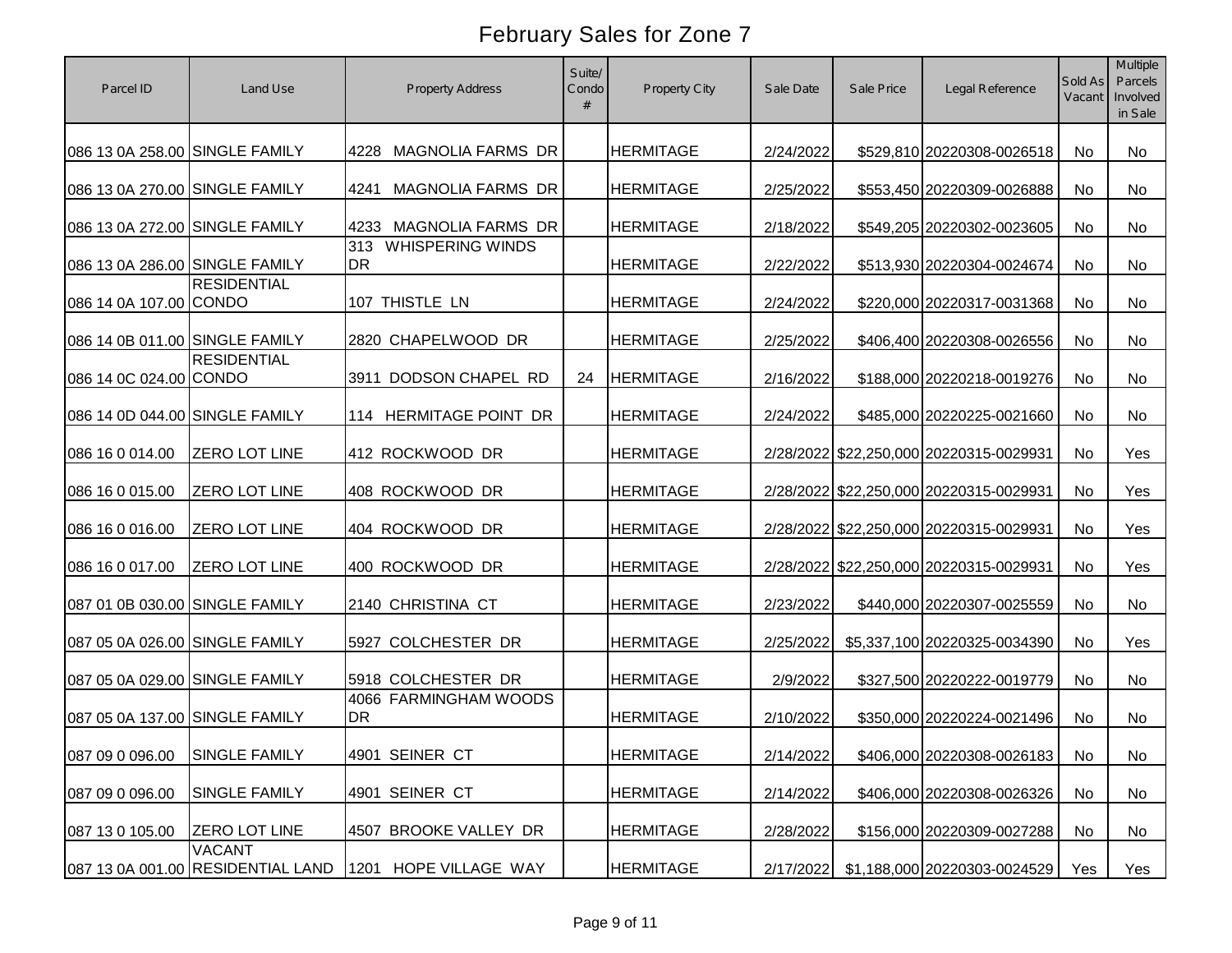# February Sales for Zone 7

| Parcel ID | Land Use | Property Address | Suite/ Condo # | Property City | Sale Date | Sale Price | Legal Reference | Sold As Vacant | Multiple Parcels Involved in Sale |
|---|---|---|---|---|---|---|---|---|---|
| 086 13 0A 258.00 | SINGLE FAMILY | 4228 MAGNOLIA FARMS DR | | HERMITAGE | 2/24/2022 | $529,810 | 20220308-0026518 | No | No |
| 086 13 0A 270.00 | SINGLE FAMILY | 4241 MAGNOLIA FARMS DR | | HERMITAGE | 2/25/2022 | $553,450 | 20220309-0026888 | No | No |
| 086 13 0A 272.00 | SINGLE FAMILY | 4233 MAGNOLIA FARMS DR | | HERMITAGE | 2/18/2022 | $549,205 | 20220302-0023605 | No | No |
| 086 13 0A 286.00 | SINGLE FAMILY | 313 WHISPERING WINDS DR | | HERMITAGE | 2/22/2022 | $513,930 | 20220304-0024674 | No | No |
| 086 14 0A 107.00 | RESIDENTIAL CONDO | 107 THISTLE LN | | HERMITAGE | 2/24/2022 | $220,000 | 20220317-0031368 | No | No |
| 086 14 0B 011.00 | SINGLE FAMILY | 2820 CHAPELWOOD DR | | HERMITAGE | 2/25/2022 | $406,400 | 20220308-0026556 | No | No |
| 086 14 0C 024.00 | RESIDENTIAL CONDO | 3911 DODSON CHAPEL RD | 24 | HERMITAGE | 2/16/2022 | $188,000 | 20220218-0019276 | No | No |
| 086 14 0D 044.00 | SINGLE FAMILY | 114 HERMITAGE POINT DR | | HERMITAGE | 2/24/2022 | $485,000 | 20220225-0021660 | No | No |
| 086 16 0 014.00 | ZERO LOT LINE | 412 ROCKWOOD DR | | HERMITAGE | 2/28/2022 | $22,250,000 | 20220315-0029931 | No | Yes |
| 086 16 0 015.00 | ZERO LOT LINE | 408 ROCKWOOD DR | | HERMITAGE | 2/28/2022 | $22,250,000 | 20220315-0029931 | No | Yes |
| 086 16 0 016.00 | ZERO LOT LINE | 404 ROCKWOOD DR | | HERMITAGE | 2/28/2022 | $22,250,000 | 20220315-0029931 | No | Yes |
| 086 16 0 017.00 | ZERO LOT LINE | 400 ROCKWOOD DR | | HERMITAGE | 2/28/2022 | $22,250,000 | 20220315-0029931 | No | Yes |
| 087 01 0B 030.00 | SINGLE FAMILY | 2140 CHRISTINA CT | | HERMITAGE | 2/23/2022 | $440,000 | 20220307-0025559 | No | No |
| 087 05 0A 026.00 | SINGLE FAMILY | 5927 COLCHESTER DR | | HERMITAGE | 2/25/2022 | $5,337,100 | 20220325-0034390 | No | Yes |
| 087 05 0A 029.00 | SINGLE FAMILY | 5918 COLCHESTER DR | | HERMITAGE | 2/9/2022 | $327,500 | 20220222-0019779 | No | No |
| 087 05 0A 137.00 | SINGLE FAMILY | 4066 FARMINGHAM WOODS DR | | HERMITAGE | 2/10/2022 | $350,000 | 20220224-0021496 | No | No |
| 087 09 0 096.00 | SINGLE FAMILY | 4901 SEINER CT | | HERMITAGE | 2/14/2022 | $406,000 | 20220308-0026183 | No | No |
| 087 09 0 096.00 | SINGLE FAMILY | 4901 SEINER CT | | HERMITAGE | 2/14/2022 | $406,000 | 20220308-0026326 | No | No |
| 087 13 0 105.00 | ZERO LOT LINE | 4507 BROOKE VALLEY DR | | HERMITAGE | 2/28/2022 | $156,000 | 20220309-0027288 | No | No |
| 087 13 0A 001.00 | VACANT RESIDENTIAL LAND | 1201 HOPE VILLAGE WAY | | HERMITAGE | 2/17/2022 | $1,188,000 | 20220303-0024529 | Yes | Yes |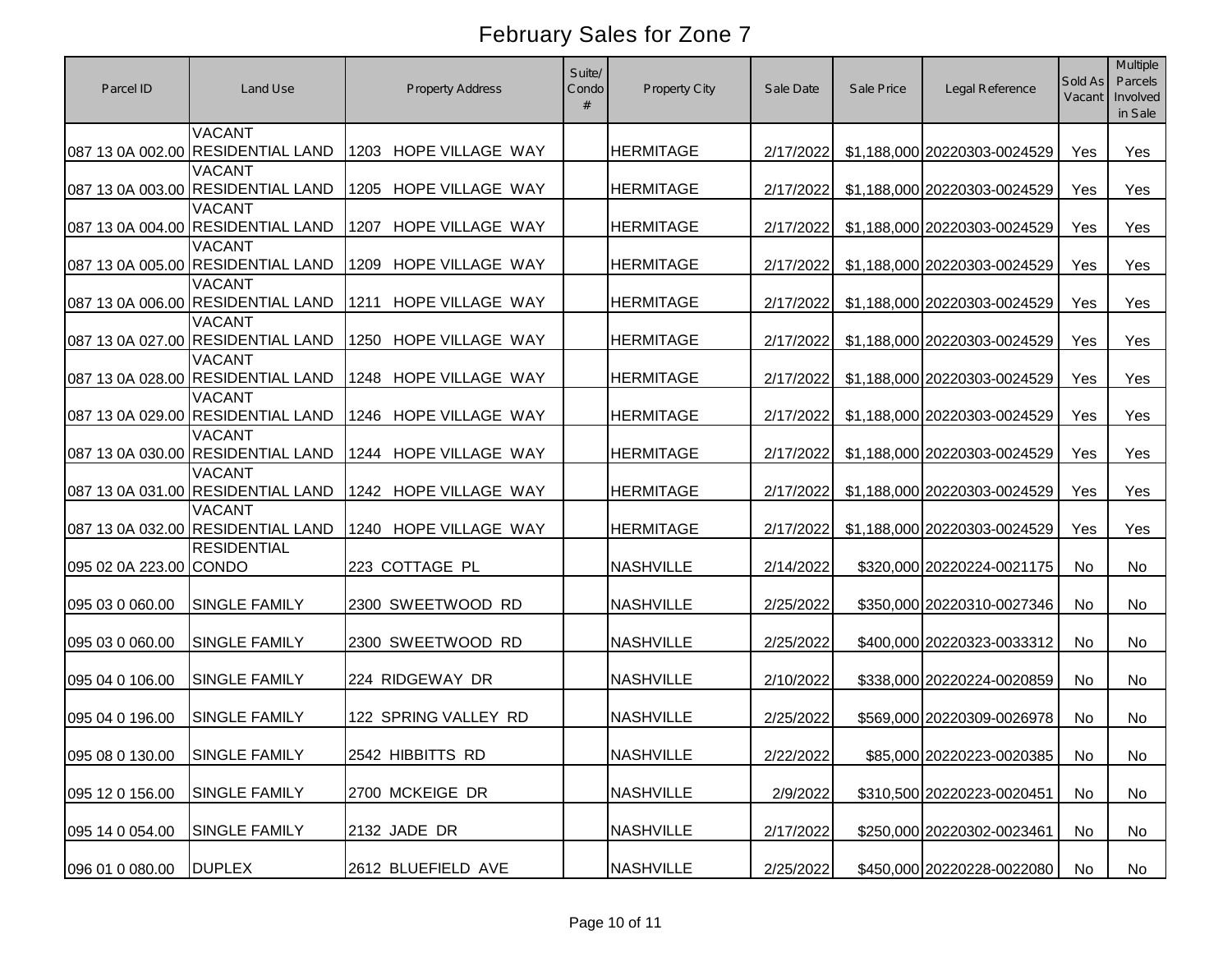# February Sales for Zone 7

| Parcel ID | Land Use | Property Address | Suite/ Condo # | Property City | Sale Date | Sale Price | Legal Reference | Sold As Vacant | Multiple Parcels Involved in Sale |
|---|---|---|---|---|---|---|---|---|---|
| 087 13 0A 002.00 | VACANT RESIDENTIAL LAND | 1203 HOPE VILLAGE WAY | | HERMITAGE | 2/17/2022 | $1,188,000 | 20220303-0024529 | Yes | Yes |
| 087 13 0A 003.00 | VACANT RESIDENTIAL LAND | 1205 HOPE VILLAGE WAY | | HERMITAGE | 2/17/2022 | $1,188,000 | 20220303-0024529 | Yes | Yes |
| 087 13 0A 004.00 | VACANT RESIDENTIAL LAND | 1207 HOPE VILLAGE WAY | | HERMITAGE | 2/17/2022 | $1,188,000 | 20220303-0024529 | Yes | Yes |
| 087 13 0A 005.00 | VACANT RESIDENTIAL LAND | 1209 HOPE VILLAGE WAY | | HERMITAGE | 2/17/2022 | $1,188,000 | 20220303-0024529 | Yes | Yes |
| 087 13 0A 006.00 | VACANT RESIDENTIAL LAND | 1211 HOPE VILLAGE WAY | | HERMITAGE | 2/17/2022 | $1,188,000 | 20220303-0024529 | Yes | Yes |
| 087 13 0A 027.00 | VACANT RESIDENTIAL LAND | 1250 HOPE VILLAGE WAY | | HERMITAGE | 2/17/2022 | $1,188,000 | 20220303-0024529 | Yes | Yes |
| 087 13 0A 028.00 | VACANT RESIDENTIAL LAND | 1248 HOPE VILLAGE WAY | | HERMITAGE | 2/17/2022 | $1,188,000 | 20220303-0024529 | Yes | Yes |
| 087 13 0A 029.00 | VACANT RESIDENTIAL LAND | 1246 HOPE VILLAGE WAY | | HERMITAGE | 2/17/2022 | $1,188,000 | 20220303-0024529 | Yes | Yes |
| 087 13 0A 030.00 | VACANT RESIDENTIAL LAND | 1244 HOPE VILLAGE WAY | | HERMITAGE | 2/17/2022 | $1,188,000 | 20220303-0024529 | Yes | Yes |
| 087 13 0A 031.00 | VACANT RESIDENTIAL LAND | 1242 HOPE VILLAGE WAY | | HERMITAGE | 2/17/2022 | $1,188,000 | 20220303-0024529 | Yes | Yes |
| 087 13 0A 032.00 | VACANT RESIDENTIAL LAND | 1240 HOPE VILLAGE WAY | | HERMITAGE | 2/17/2022 | $1,188,000 | 20220303-0024529 | Yes | Yes |
| 095 02 0A 223.00 | RESIDENTIAL CONDO | 223 COTTAGE PL | | NASHVILLE | 2/14/2022 | $320,000 | 20220224-0021175 | No | No |
| 095 03 0 060.00 | SINGLE FAMILY | 2300 SWEETWOOD RD | | NASHVILLE | 2/25/2022 | $350,000 | 20220310-0027346 | No | No |
| 095 03 0 060.00 | SINGLE FAMILY | 2300 SWEETWOOD RD | | NASHVILLE | 2/25/2022 | $400,000 | 20220323-0033312 | No | No |
| 095 04 0 106.00 | SINGLE FAMILY | 224 RIDGEWAY DR | | NASHVILLE | 2/10/2022 | $338,000 | 20220224-0020859 | No | No |
| 095 04 0 196.00 | SINGLE FAMILY | 122 SPRING VALLEY RD | | NASHVILLE | 2/25/2022 | $569,000 | 20220309-0026978 | No | No |
| 095 08 0 130.00 | SINGLE FAMILY | 2542 HIBBITTS RD | | NASHVILLE | 2/22/2022 | $85,000 | 20220223-0020385 | No | No |
| 095 12 0 156.00 | SINGLE FAMILY | 2700 MCKEIGE DR | | NASHVILLE | 2/9/2022 | $310,500 | 20220223-0020451 | No | No |
| 095 14 0 054.00 | SINGLE FAMILY | 2132 JADE DR | | NASHVILLE | 2/17/2022 | $250,000 | 20220302-0023461 | No | No |
| 096 01 0 080.00 | DUPLEX | 2612 BLUEFIELD AVE | | NASHVILLE | 2/25/2022 | $450,000 | 20220228-0022080 | No | No |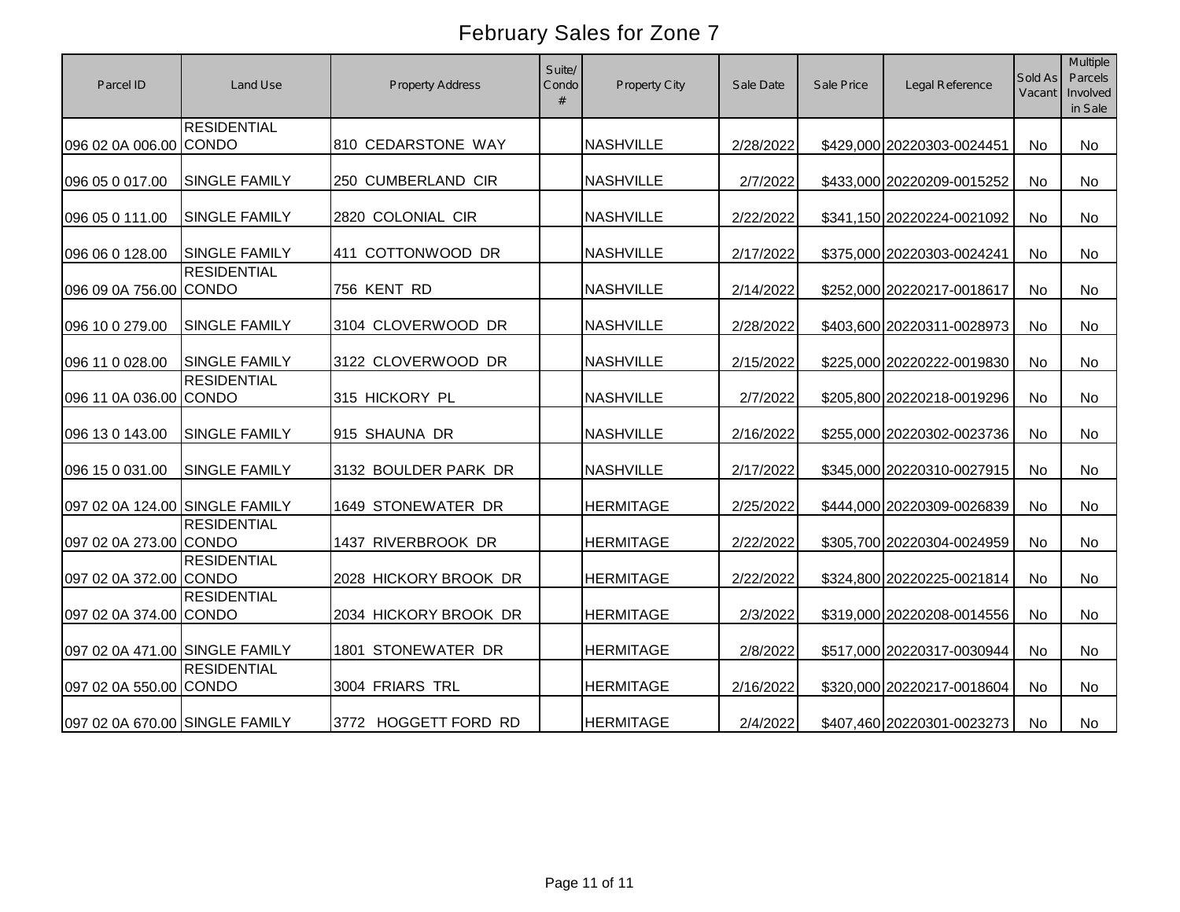# February Sales for Zone 7

| Parcel ID | Land Use | Property Address | Suite/ Condo # | Property City | Sale Date | Sale Price | Legal Reference | Sold As Vacant | Multiple Parcels Involved in Sale |
|---|---|---|---|---|---|---|---|---|---|
| 096 02 0A 006.00 | RESIDENTIAL CONDO | 810 CEDARSTONE WAY | | NASHVILLE | 2/28/2022 | $429,000 | 20220303-0024451 | No | No |
| 096 05 0 017.00 | SINGLE FAMILY | 250 CUMBERLAND CIR | | NASHVILLE | 2/7/2022 | $433,000 | 20220209-0015252 | No | No |
| 096 05 0 111.00 | SINGLE FAMILY | 2820 COLONIAL CIR | | NASHVILLE | 2/22/2022 | $341,150 | 20220224-0021092 | No | No |
| 096 06 0 128.00 | SINGLE FAMILY | 411 COTTONWOOD DR | | NASHVILLE | 2/17/2022 | $375,000 | 20220303-0024241 | No | No |
| 096 09 0A 756.00 | RESIDENTIAL CONDO | 756 KENT RD | | NASHVILLE | 2/14/2022 | $252,000 | 20220217-0018617 | No | No |
| 096 10 0 279.00 | SINGLE FAMILY | 3104 CLOVERWOOD DR | | NASHVILLE | 2/28/2022 | $403,600 | 20220311-0028973 | No | No |
| 096 11 0 028.00 | SINGLE FAMILY | 3122 CLOVERWOOD DR | | NASHVILLE | 2/15/2022 | $225,000 | 20220222-0019830 | No | No |
| 096 11 0A 036.00 | RESIDENTIAL CONDO | 315 HICKORY PL | | NASHVILLE | 2/7/2022 | $205,800 | 20220218-0019296 | No | No |
| 096 13 0 143.00 | SINGLE FAMILY | 915 SHAUNA DR | | NASHVILLE | 2/16/2022 | $255,000 | 20220302-0023736 | No | No |
| 096 15 0 031.00 | SINGLE FAMILY | 3132 BOULDER PARK DR | | NASHVILLE | 2/17/2022 | $345,000 | 20220310-0027915 | No | No |
| 097 02 0A 124.00 | SINGLE FAMILY | 1649 STONEWATER DR | | HERMITAGE | 2/25/2022 | $444,000 | 20220309-0026839 | No | No |
| 097 02 0A 273.00 | RESIDENTIAL CONDO | 1437 RIVERBROOK DR | | HERMITAGE | 2/22/2022 | $305,700 | 20220304-0024959 | No | No |
| 097 02 0A 372.00 | RESIDENTIAL CONDO | 2028 HICKORY BROOK DR | | HERMITAGE | 2/22/2022 | $324,800 | 20220225-0021814 | No | No |
| 097 02 0A 374.00 | RESIDENTIAL CONDO | 2034 HICKORY BROOK DR | | HERMITAGE | 2/3/2022 | $319,000 | 20220208-0014556 | No | No |
| 097 02 0A 471.00 | SINGLE FAMILY | 1801 STONEWATER DR | | HERMITAGE | 2/8/2022 | $517,000 | 20220317-0030944 | No | No |
| 097 02 0A 550.00 | RESIDENTIAL CONDO | 3004 FRIARS TRL | | HERMITAGE | 2/16/2022 | $320,000 | 20220217-0018604 | No | No |
| 097 02 0A 670.00 | SINGLE FAMILY | 3772 HOGGETT FORD RD | | HERMITAGE | 2/4/2022 | $407,460 | 20220301-0023273 | No | No |